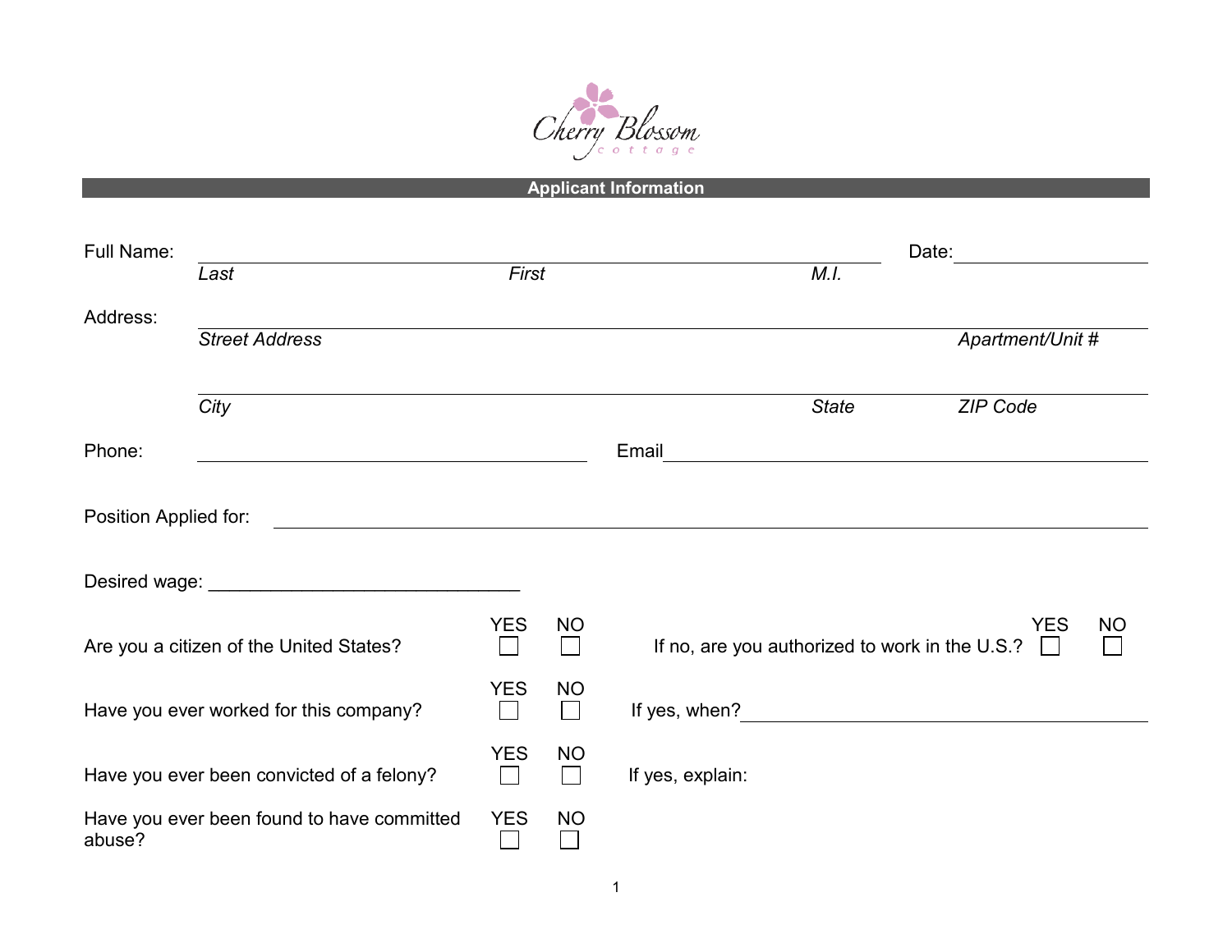Cherry Blossom cottage

## Applicant Information

Full Name: ______________________________________________ Date: ______________

*Last* *First* *M.I.*

Address: ______________________________________________

*Street Address* *Apartment/Unit #*

______________________________________________

*City* *State* *ZIP Code*

Phone: ______________________ Email ______________________

Position Applied for: ______________________________________________

Desired wage: ______________________________

| | YES | NO | | YES | NO |
|---|---|---|---|---|---|
| Are you a citizen of the United States? | ☐ | ☐ | If no, are you authorized to work in the U.S.? | ☐ | ☐ |
| Have you ever worked for this company? | ☐ | ☐ | If yes, when? ______________________ | | |
| Have you ever been convicted of a felony? | ☐ | ☐ | If yes, explain: | | |
| Have you ever been found to have committed abuse? | ☐ | ☐ | | | |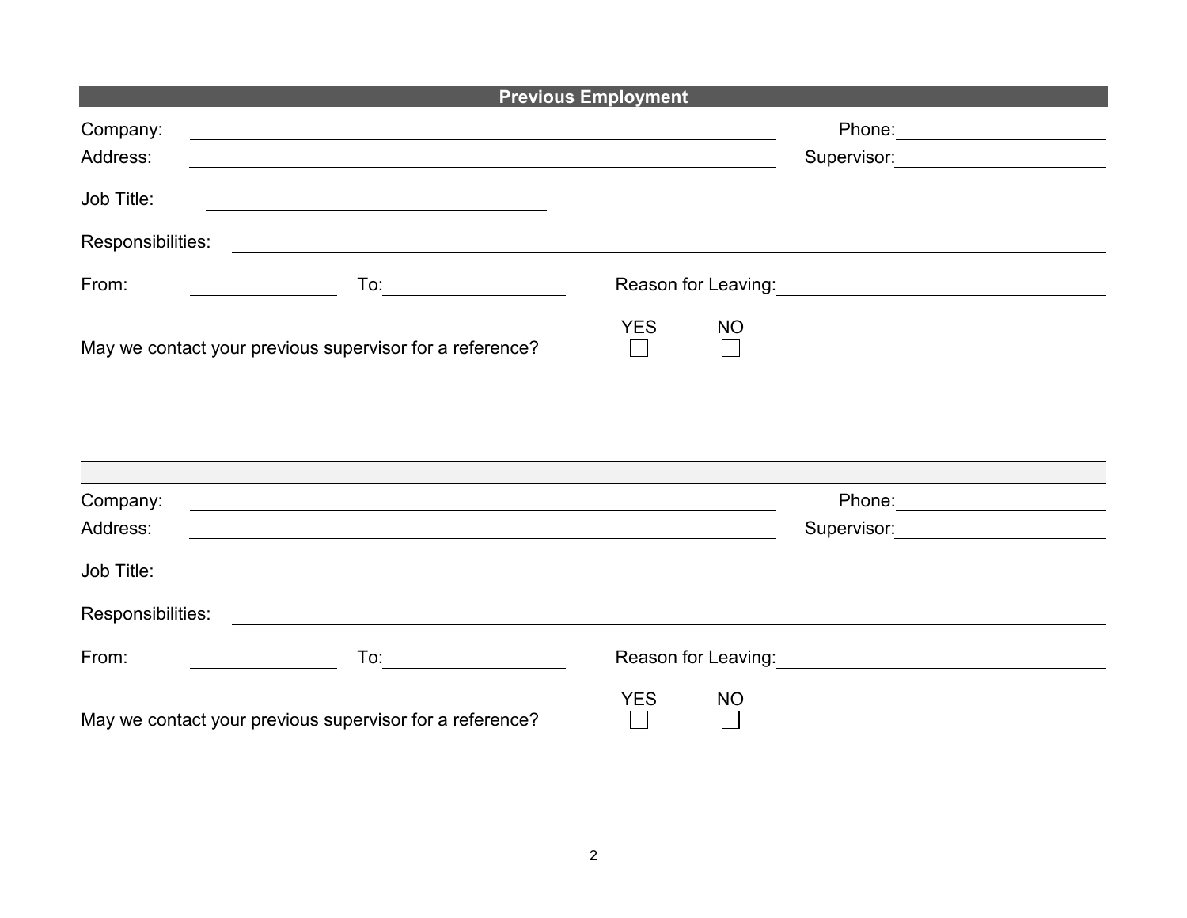## Previous Employment

Company: ______________________________________________ Phone: ____________________

Address: ______________________________________________ Supervisor: ____________________

Job Title: ____________________________

Responsibilities: ______________________________________________________________

From: ______________ To: ______________ Reason for Leaving: ______________________

May we contact your previous supervisor for a reference? YES ☐ NO ☐

---

Company: ______________________________________________ Phone: ____________________

Address: ______________________________________________ Supervisor: ____________________

Job Title: ____________________________

Responsibilities: ______________________________________________________________

From: ______________ To: ______________ Reason for Leaving: ______________________

May we contact your previous supervisor for a reference? YES ☐ NO ☐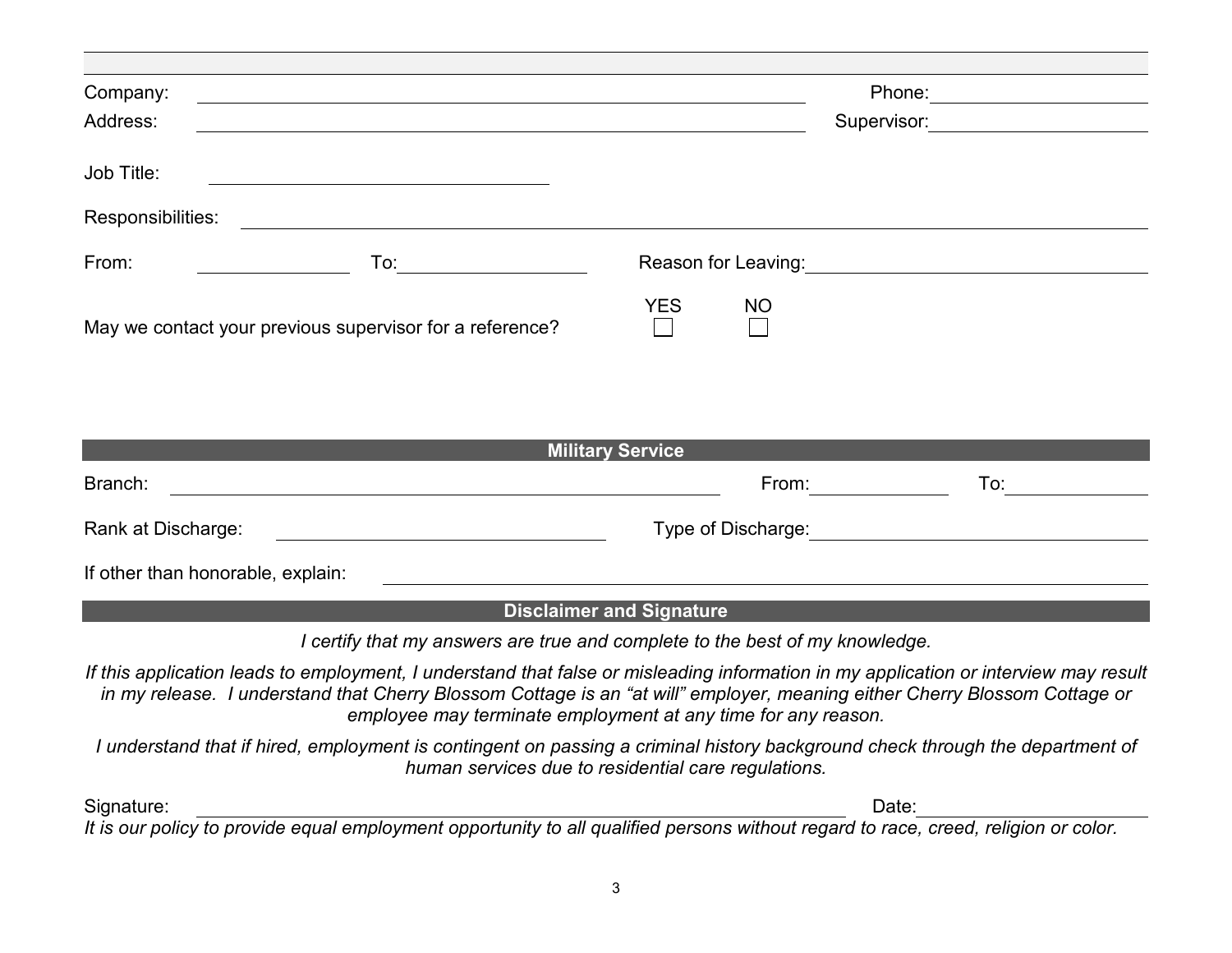Company: ______________________________ Phone: ______________

Address: ______________________________ Supervisor: ______________

Job Title: ______________________________

Responsibilities: ______________________________

From: ______________ To: ______________ Reason for Leaving: ______________

May we contact your previous supervisor for a reference? YES ☐ NO ☐

## Military Service

Branch: ______________________________ From: ______________ To: ______________

Rank at Discharge: ______________________________ Type of Discharge: ______________

If other than honorable, explain: ______________________________

## Disclaimer and Signature

*I certify that my answers are true and complete to the best of my knowledge.*

*If this application leads to employment, I understand that false or misleading information in my application or interview may result in my release. I understand that Cherry Blossom Cottage is an "at will" employer, meaning either Cherry Blossom Cottage or employee may terminate employment at any time for any reason.*

*I understand that if hired, employment is contingent on passing a criminal history background check through the department of human services due to residential care regulations.*

Signature: ______________________________ Date: ______________

*It is our policy to provide equal employment opportunity to all qualified persons without regard to race, creed, religion or color.*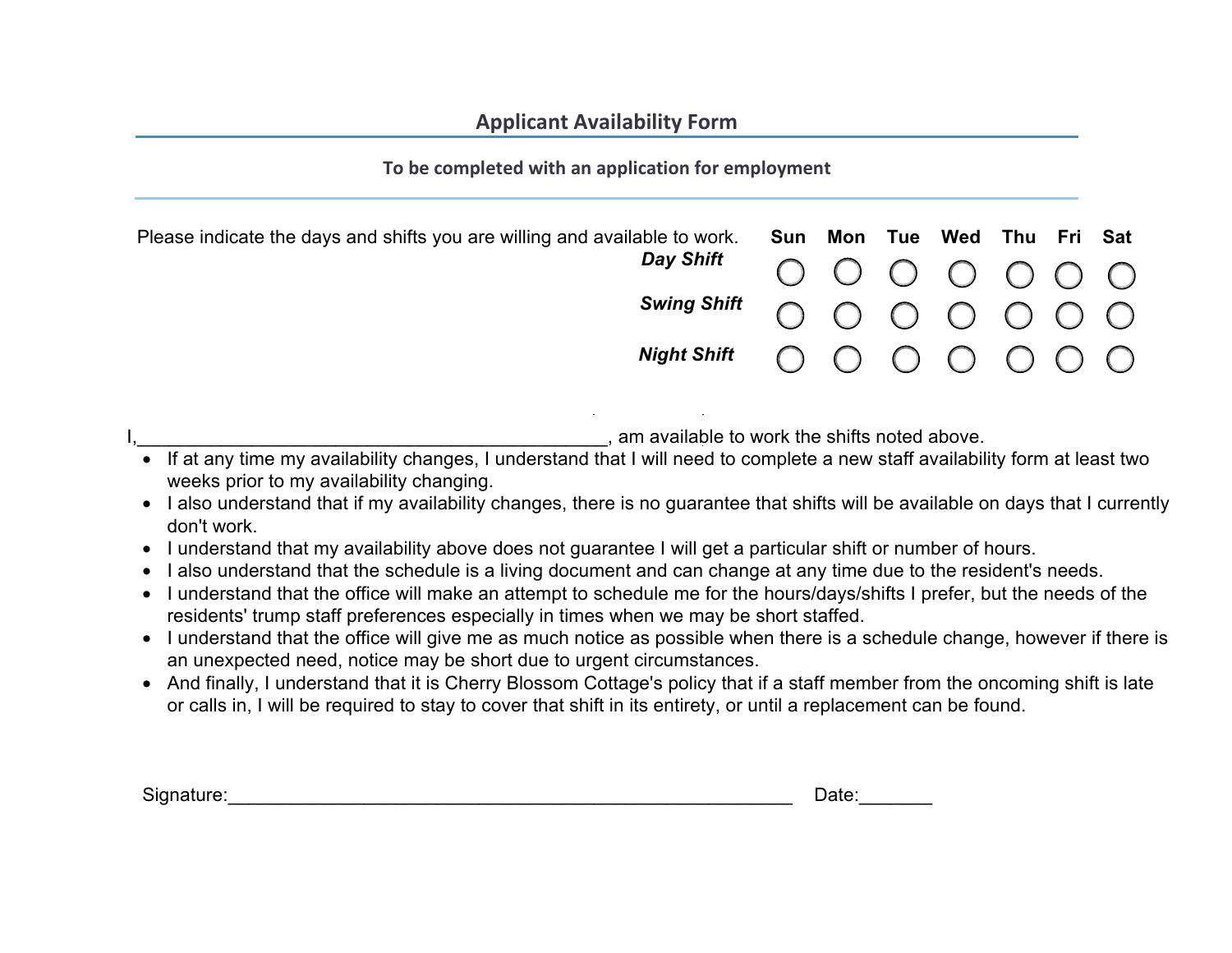## Applicant Availability Form

### To be completed with an application for employment

Please indicate the days and shifts you are willing and available to work.

| | Sun | Mon | Tue | Wed | Thu | Fri | Sat |
|---|---|---|---|---|---|---|---|
| ***Day Shift*** | ○ | ○ | ○ | ○ | ○ | ○ | ○ |
| ***Swing Shift*** | ○ | ○ | ○ | ○ | ○ | ○ | ○ |
| ***Night Shift*** | ○ | ○ | ○ | ○ | ○ | ○ | ○ |

I,_______________________________________________, am available to work the shifts noted above.

- If at any time my availability changes, I understand that I will need to complete a new staff availability form at least two weeks prior to my availability changing.
- I also understand that if my availability changes, there is no guarantee that shifts will be available on days that I currently don't work.
- I understand that my availability above does not guarantee I will get a particular shift or number of hours.
- I also understand that the schedule is a living document and can change at any time due to the resident's needs.
- I understand that the office will make an attempt to schedule me for the hours/days/shifts I prefer, but the needs of the residents' trump staff preferences especially in times when we may be short staffed.
- I understand that the office will give me as much notice as possible when there is a schedule change, however if there is an unexpected need, notice may be short due to urgent circumstances.
- And finally, I understand that it is Cherry Blossom Cottage's policy that if a staff member from the oncoming shift is late or calls in, I will be required to stay to cover that shift in its entirety, or until a replacement can be found.

Signature:________________________________________________________ Date:_______